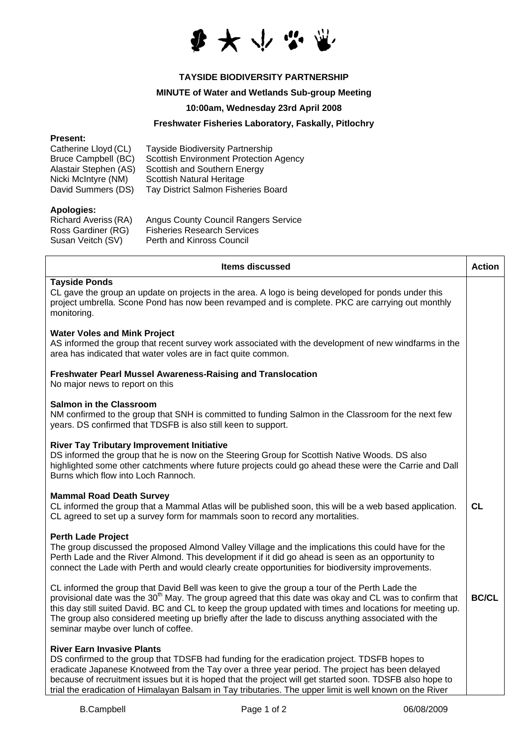**TAYSIDE BIODIVERSITY PARTNERSHIP**

**MINUTE of Water and Wetlands Sub-group Meeting**

**10:00am, Wednesday 23rd April 2008**

**Freshwater Fisheries Laboratory, Faskally, Pitlochry**

**Present:**

Catherine Lloyd (CL) Tayside Biodiversity Partnership
Bruce Campbell (BC) Scottish Environment Protection Agency
Alastair Stephen (AS) Scottish and Southern Energy
Nicki McIntyre (NM) Scottish Natural Heritage
David Summers (DS) Tay District Salmon Fisheries Board

**Apologies:**

Richard Averiss (RA) Angus County Council Rangers Service
Ross Gardiner (RG) Fisheries Research Services
Susan Veitch (SV) Perth and Kinross Council

| Items discussed | Action |
|---|---|
| **Tayside Ponds**<br>CL gave the group an update on projects in the area. A logo is being developed for ponds under this project umbrella. Scone Pond has now been revamped and is complete. PKC are carrying out monthly monitoring. | |
| **Water Voles and Mink Project**<br>AS informed the group that recent survey work associated with the development of new windfarms in the area has indicated that water voles are in fact quite common. | |
| **Freshwater Pearl Mussel Awareness-Raising and Translocation**<br>No major news to report on this | |
| **Salmon in the Classroom**<br>NM confirmed to the group that SNH is committed to funding Salmon in the Classroom for the next few years. DS confirmed that TDSFB is also still keen to support. | |
| **River Tay Tributary Improvement Initiative**<br>DS informed the group that he is now on the Steering Group for Scottish Native Woods. DS also highlighted some other catchments where future projects could go ahead these were the Carrie and Dall Burns which flow into Loch Rannoch. | |
| **Mammal Road Death Survey**<br>CL informed the group that a Mammal Atlas will be published soon, this will be a web based application. CL agreed to set up a survey form for mammals soon to record any mortalities. | **CL** |
| **Perth Lade Project**<br>The group discussed the proposed Almond Valley Village and the implications this could have for the Perth Lade and the River Almond. This development if it did go ahead is seen as an opportunity to connect the Lade with Perth and would clearly create opportunities for biodiversity improvements. | |
| CL informed the group that David Bell was keen to give the group a tour of the Perth Lade the provisional date was the 30th May. The group agreed that this date was okay and CL was to confirm that this day still suited David. BC and CL to keep the group updated with times and locations for meeting up. The group also considered meeting up briefly after the lade to discuss anything associated with the seminar maybe over lunch of coffee. | **BC/CL** |
| **River Earn Invasive Plants**<br>DS confirmed to the group that TDSFB had funding for the eradication project. TDSFB hopes to eradicate Japanese Knotweed from the Tay over a three year period. The project has been delayed because of recruitment issues but it is hoped that the project will get started soon. TDSFB also hope to trial the eradication of Himalayan Balsam in Tay tributaries. The upper limit is well known on the River | |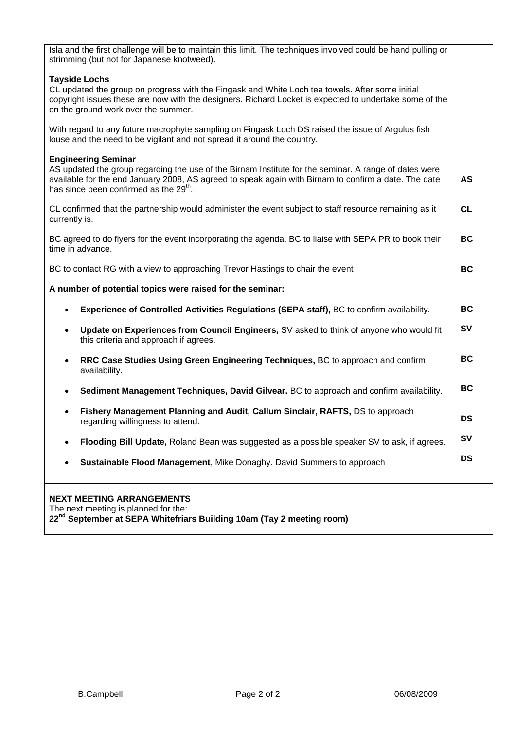| | |
|---|---|
| Isla and the first challenge will be to maintain this limit. The techniques involved could be hand pulling or strimming (but not for Japanese knotweed). | |
| **Tayside Lochs** | |
| CL updated the group on progress with the Fingask and White Loch tea towels. After some initial copyright issues these are now with the designers. Richard Locket is expected to undertake some of the on the ground work over the summer. | |
| With regard to any future macrophyte sampling on Fingask Loch DS raised the issue of Argulus fish louse and the need to be vigilant and not spread it around the country. | |
| **Engineering Seminar** | |
| AS updated the group regarding the use of the Birnam Institute for the seminar. A range of dates were available for the end January 2008, AS agreed to speak again with Birnam to confirm a date. The date has since been confirmed as the 29th. | **AS** |
| CL confirmed that the partnership would administer the event subject to staff resource remaining as it currently is. | **CL** |
| BC agreed to do flyers for the event incorporating the agenda. BC to liaise with SEPA PR to book their time in advance. | **BC** |
| BC to contact RG with a view to approaching Trevor Hastings to chair the event | **BC** |
| **A number of potential topics were raised for the seminar:** | |
| • **Experience of Controlled Activities Regulations (SEPA staff),** BC to confirm availability. | **BC** |
| • **Update on Experiences from Council Engineers,** SV asked to think of anyone who would fit this criteria and approach if agrees. | **SV** |
| • **RRC Case Studies Using Green Engineering Techniques,** BC to approach and confirm availability. | **BC** |
| • **Sediment Management Techniques, David Gilvear.** BC to approach and confirm availability. | **BC** |
| • **Fishery Management Planning and Audit, Callum Sinclair, RAFTS,** DS to approach regarding willingness to attend. | **DS** |
| • **Flooding Bill Update,** Roland Bean was suggested as a possible speaker SV to ask, if agrees. | **SV** |
| • **Sustainable Flood Management**, Mike Donaghy. David Summers to approach | **DS** |

**NEXT MEETING ARRANGEMENTS**

The next meeting is planned for the:

**22nd September at SEPA Whitefriars Building 10am (Tay 2 meeting room)**

B.Campbell 06/08/2009